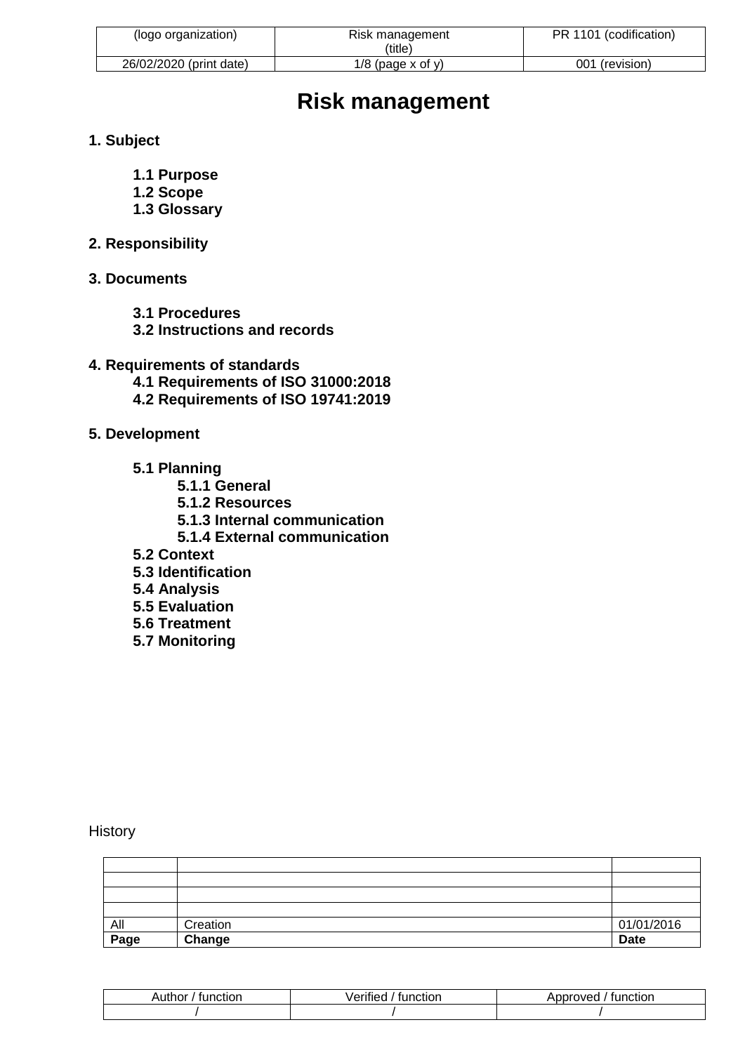# Risk management

**1. Subject**

- **1.1 Purpose**
- **1.2 Scope**
- **1.3 Glossary**

**2. Responsibility**

**3. Documents**

- **3.1 Procedures**
- **3.2 Instructions and records**

**4. Requirements of standards**

- **4.1 Requirements of ISO 31000:2018**
- **4.2 Requirements of ISO 19741:2019**

**5. Development**

- **5.1 Planning**
  - **5.1.1 General**
  - **5.1.2 Resources**
  - **5.1.3 Internal communication**
  - **5.1.4 External communication**
- **5.2 Context**
- **5.3 Identification**
- **5.4 Analysis**
- **5.5 Evaluation**
- **5.6 Treatment**
- **5.7 Monitoring**

History

| | | |
|---|---|---|
| | | |
| | | |
| | | |
| | | |
| All | Creation | 01/01/2016 |
| **Page** | **Change** | **Date** |

| Author / function | Verified / function | Approved / function |
|---|---|---|
| / | / | / |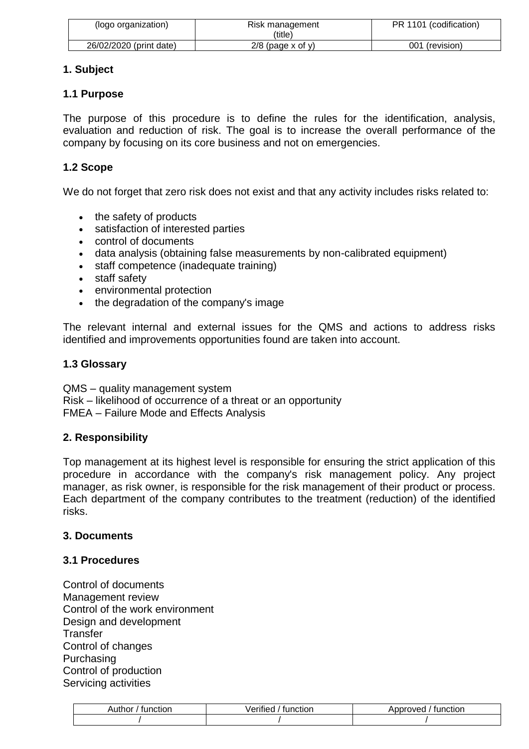## 1. Subject

### 1.1 Purpose

The purpose of this procedure is to define the rules for the identification, analysis, evaluation and reduction of risk. The goal is to increase the overall performance of the company by focusing on its core business and not on emergencies.

### 1.2 Scope

We do not forget that zero risk does not exist and that any activity includes risks related to:

- the safety of products
- satisfaction of interested parties
- control of documents
- data analysis (obtaining false measurements by non-calibrated equipment)
- staff competence (inadequate training)
- staff safety
- environmental protection
- the degradation of the company's image

The relevant internal and external issues for the QMS and actions to address risks identified and improvements opportunities found are taken into account.

### 1.3 Glossary

QMS – quality management system
Risk – likelihood of occurrence of a threat or an opportunity
FMEA – Failure Mode and Effects Analysis

## 2. Responsibility

Top management at its highest level is responsible for ensuring the strict application of this procedure in accordance with the company's risk management policy. Any project manager, as risk owner, is responsible for the risk management of their product or process. Each department of the company contributes to the treatment (reduction) of the identified risks.

## 3. Documents

### 3.1 Procedures

Control of documents
Management review
Control of the work environment
Design and development
Transfer
Control of changes
Purchasing
Control of production
Servicing activities

| Author / function | Verified / function | Approved / function |
|---|---|---|
| / | / | / |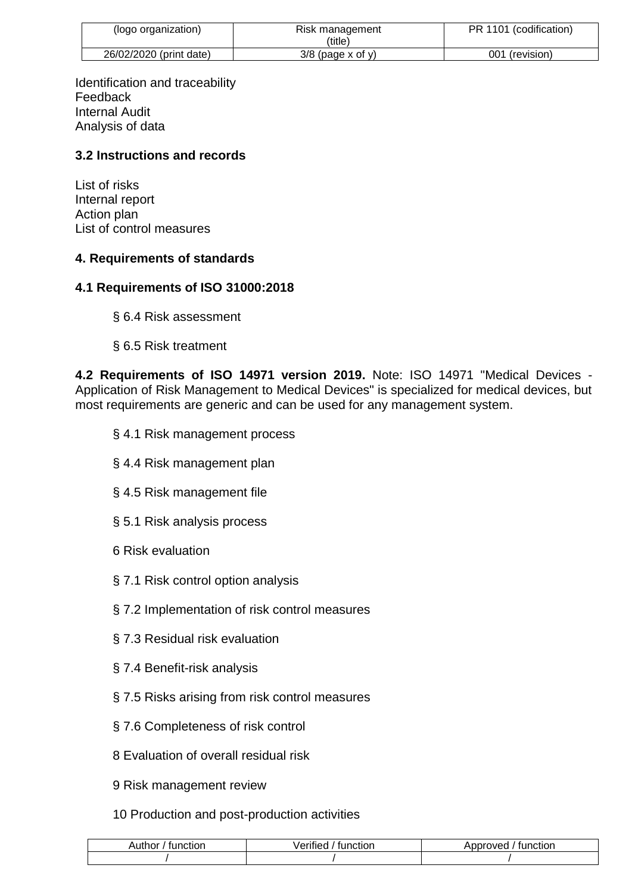Identification and traceability
Feedback
Internal Audit
Analysis of data

### 3.2 Instructions and records

List of risks
Internal report
Action plan
List of control measures

## 4. Requirements of standards

### 4.1 Requirements of ISO 31000:2018

§ 6.4 Risk assessment

§ 6.5 Risk treatment

**4.2 Requirements of ISO 14971 version 2019.** Note: ISO 14971 "Medical Devices - Application of Risk Management to Medical Devices" is specialized for medical devices, but most requirements are generic and can be used for any management system.

§ 4.1 Risk management process

§ 4.4 Risk management plan

§ 4.5 Risk management file

§ 5.1 Risk analysis process

6 Risk evaluation

§ 7.1 Risk control option analysis

§ 7.2 Implementation of risk control measures

§ 7.3 Residual risk evaluation

§ 7.4 Benefit-risk analysis

§ 7.5 Risks arising from risk control measures

§ 7.6 Completeness of risk control

8 Evaluation of overall residual risk

9 Risk management review

10 Production and post-production activities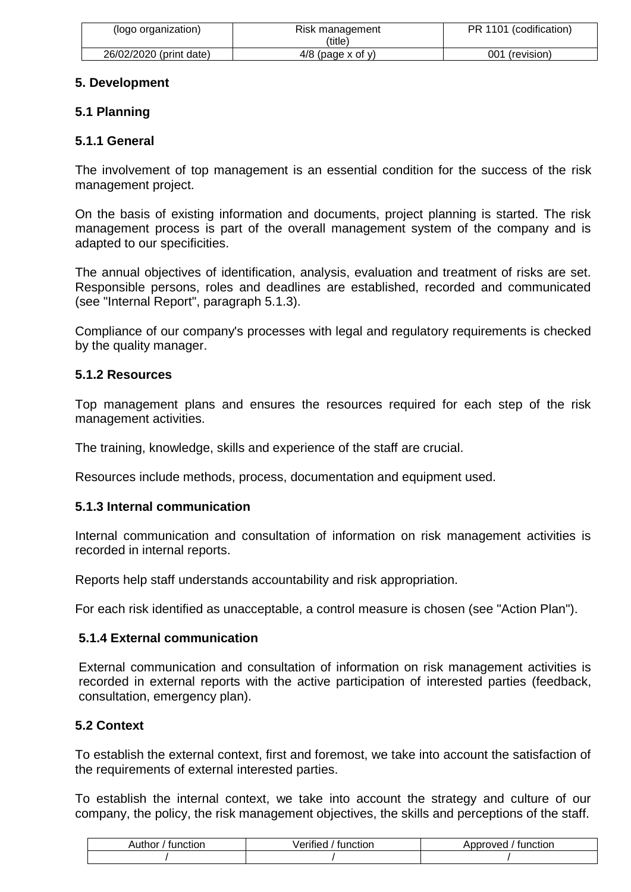## 5. Development

### 5.1 Planning

#### 5.1.1 General

The involvement of top management is an essential condition for the success of the risk management project.

On the basis of existing information and documents, project planning is started. The risk management process is part of the overall management system of the company and is adapted to our specificities.

The annual objectives of identification, analysis, evaluation and treatment of risks are set. Responsible persons, roles and deadlines are established, recorded and communicated (see "Internal Report", paragraph 5.1.3).

Compliance of our company's processes with legal and regulatory requirements is checked by the quality manager.

#### 5.1.2 Resources

Top management plans and ensures the resources required for each step of the risk management activities.

The training, knowledge, skills and experience of the staff are crucial.

Resources include methods, process, documentation and equipment used.

#### 5.1.3 Internal communication

Internal communication and consultation of information on risk management activities is recorded in internal reports.

Reports help staff understands accountability and risk appropriation.

For each risk identified as unacceptable, a control measure is chosen (see "Action Plan").

#### 5.1.4 External communication

External communication and consultation of information on risk management activities is recorded in external reports with the active participation of interested parties (feedback, consultation, emergency plan).

### 5.2 Context

To establish the external context, first and foremost, we take into account the satisfaction of the requirements of external interested parties.

To establish the internal context, we take into account the strategy and culture of our company, the policy, the risk management objectives, the skills and perceptions of the staff.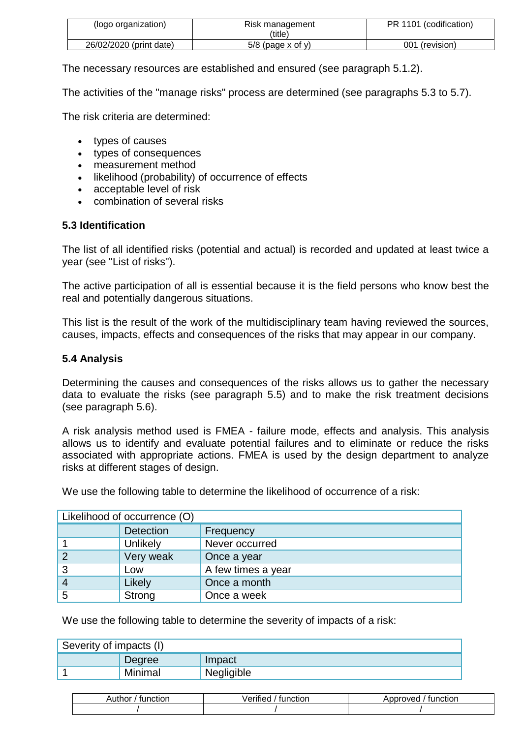The necessary resources are established and ensured (see paragraph 5.1.2).

The activities of the "manage risks" process are determined (see paragraphs 5.3 to 5.7).

The risk criteria are determined:

- types of causes
- types of consequences
- measurement method
- likelihood (probability) of occurrence of effects
- acceptable level of risk
- combination of several risks

### 5.3 Identification

The list of all identified risks (potential and actual) is recorded and updated at least twice a year (see "List of risks").

The active participation of all is essential because it is the field persons who know best the real and potentially dangerous situations.

This list is the result of the work of the multidisciplinary team having reviewed the sources, causes, impacts, effects and consequences of the risks that may appear in our company.

### 5.4 Analysis

Determining the causes and consequences of the risks allows us to gather the necessary data to evaluate the risks (see paragraph 5.5) and to make the risk treatment decisions (see paragraph 5.6).

A risk analysis method used is FMEA - failure mode, effects and analysis. This analysis allows us to identify and evaluate potential failures and to eliminate or reduce the risks associated with appropriate actions. FMEA is used by the design department to analyze risks at different stages of design.

We use the following table to determine the likelihood of occurrence of a risk:

| Likelihood of occurrence (O) | | |
|---|---|---|
| | Detection | Frequency |
| 1 | Unlikely | Never occurred |
| 2 | Very weak | Once a year |
| 3 | Low | A few times a year |
| 4 | Likely | Once a month |
| 5 | Strong | Once a week |

We use the following table to determine the severity of impacts of a risk:

| Severity of impacts (I) | | |
|---|---|---|
| | Degree | Impact |
| 1 | Minimal | Negligible |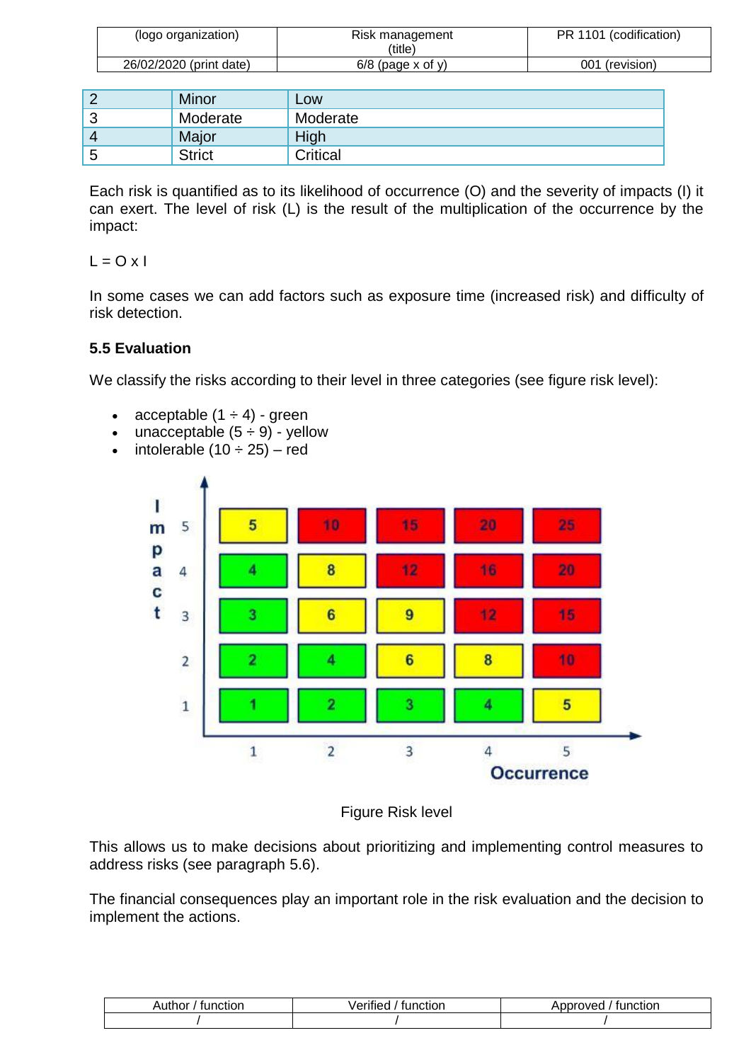| | | |
|---|---|---|
| 2 | Minor | Low |
| 3 | Moderate | Moderate |
| 4 | Major | High |
| 5 | Strict | Critical |

Each risk is quantified as to its likelihood of occurrence (O) and the severity of impacts (I) it can exert. The level of risk (L) is the result of the multiplication of the occurrence by the impact:

$$L = O \times I$$

In some cases we can add factors such as exposure time (increased risk) and difficulty of risk detection.

### 5.5 Evaluation

We classify the risks according to their level in three categories (see figure risk level):

- acceptable (1 ÷ 4) - green
- unacceptable (5 ÷ 9) - yellow
- intolerable (10 ÷ 25) – red

| Impact \ Occurrence | 1 | 2 | 3 | 4 | 5 |
|---|---|---|---|---|---|
| 5 | 5 | 10 | 15 | 20 | 25 |
| 4 | 4 | 8 | 12 | 16 | 20 |
| 3 | 3 | 6 | 9 | 12 | 15 |
| 2 | 2 | 4 | 6 | 8 | 10 |
| 1 | 1 | 2 | 3 | 4 | 5 |

Figure Risk level

This allows us to make decisions about prioritizing and implementing control measures to address risks (see paragraph 5.6).

The financial consequences play an important role in the risk evaluation and the decision to implement the actions.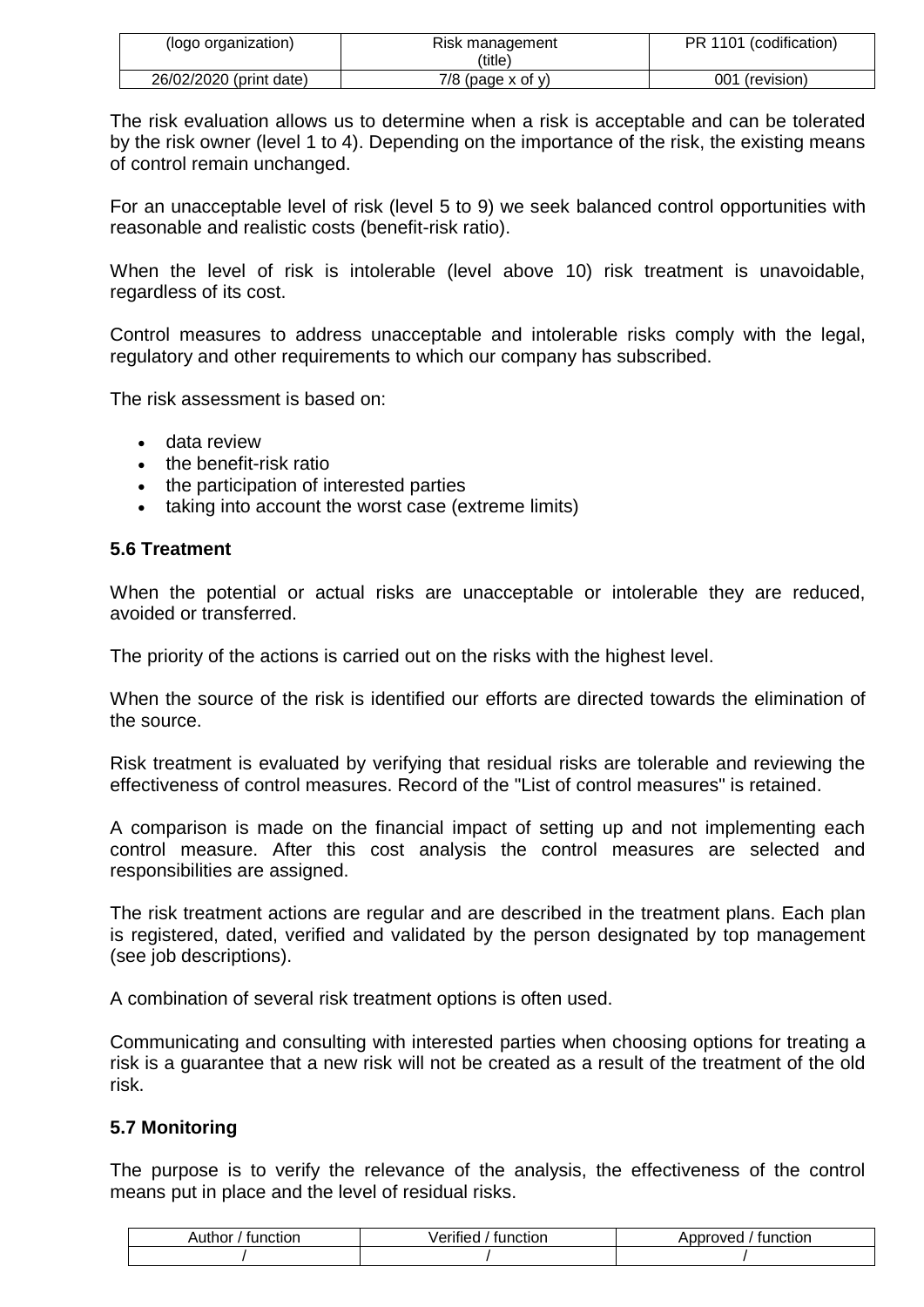The risk evaluation allows us to determine when a risk is acceptable and can be tolerated by the risk owner (level 1 to 4). Depending on the importance of the risk, the existing means of control remain unchanged.

For an unacceptable level of risk (level 5 to 9) we seek balanced control opportunities with reasonable and realistic costs (benefit-risk ratio).

When the level of risk is intolerable (level above 10) risk treatment is unavoidable, regardless of its cost.

Control measures to address unacceptable and intolerable risks comply with the legal, regulatory and other requirements to which our company has subscribed.

The risk assessment is based on:

- data review
- the benefit-risk ratio
- the participation of interested parties
- taking into account the worst case (extreme limits)

### 5.6 Treatment

When the potential or actual risks are unacceptable or intolerable they are reduced, avoided or transferred.

The priority of the actions is carried out on the risks with the highest level.

When the source of the risk is identified our efforts are directed towards the elimination of the source.

Risk treatment is evaluated by verifying that residual risks are tolerable and reviewing the effectiveness of control measures. Record of the "List of control measures" is retained.

A comparison is made on the financial impact of setting up and not implementing each control measure. After this cost analysis the control measures are selected and responsibilities are assigned.

The risk treatment actions are regular and are described in the treatment plans. Each plan is registered, dated, verified and validated by the person designated by top management (see job descriptions).

A combination of several risk treatment options is often used.

Communicating and consulting with interested parties when choosing options for treating a risk is a guarantee that a new risk will not be created as a result of the treatment of the old risk.

### 5.7 Monitoring

The purpose is to verify the relevance of the analysis, the effectiveness of the control means put in place and the level of residual risks.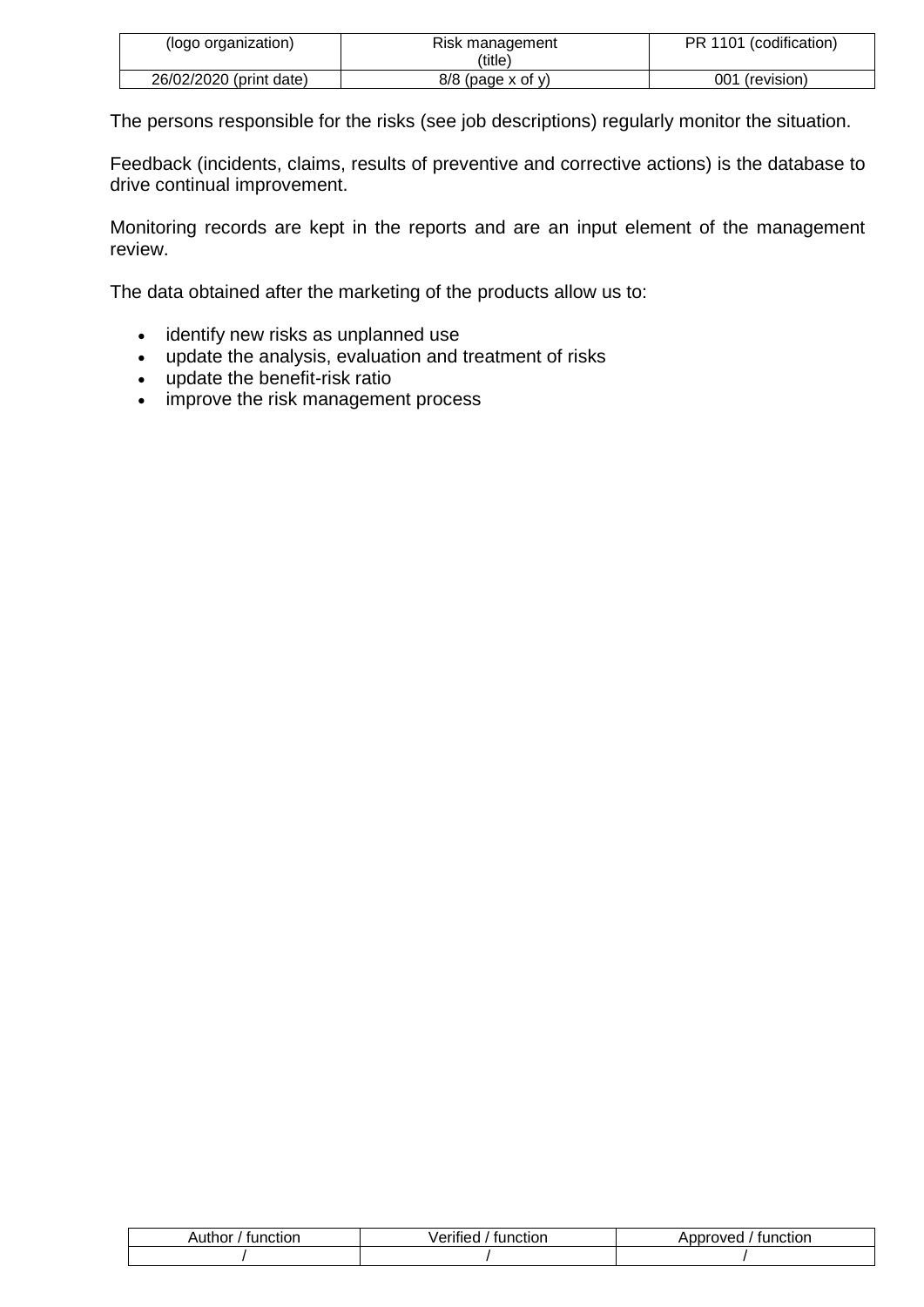The persons responsible for the risks (see job descriptions) regularly monitor the situation.

Feedback (incidents, claims, results of preventive and corrective actions) is the database to drive continual improvement.

Monitoring records are kept in the reports and are an input element of the management review.

The data obtained after the marketing of the products allow us to:

- identify new risks as unplanned use
- update the analysis, evaluation and treatment of risks
- update the benefit-risk ratio
- improve the risk management process